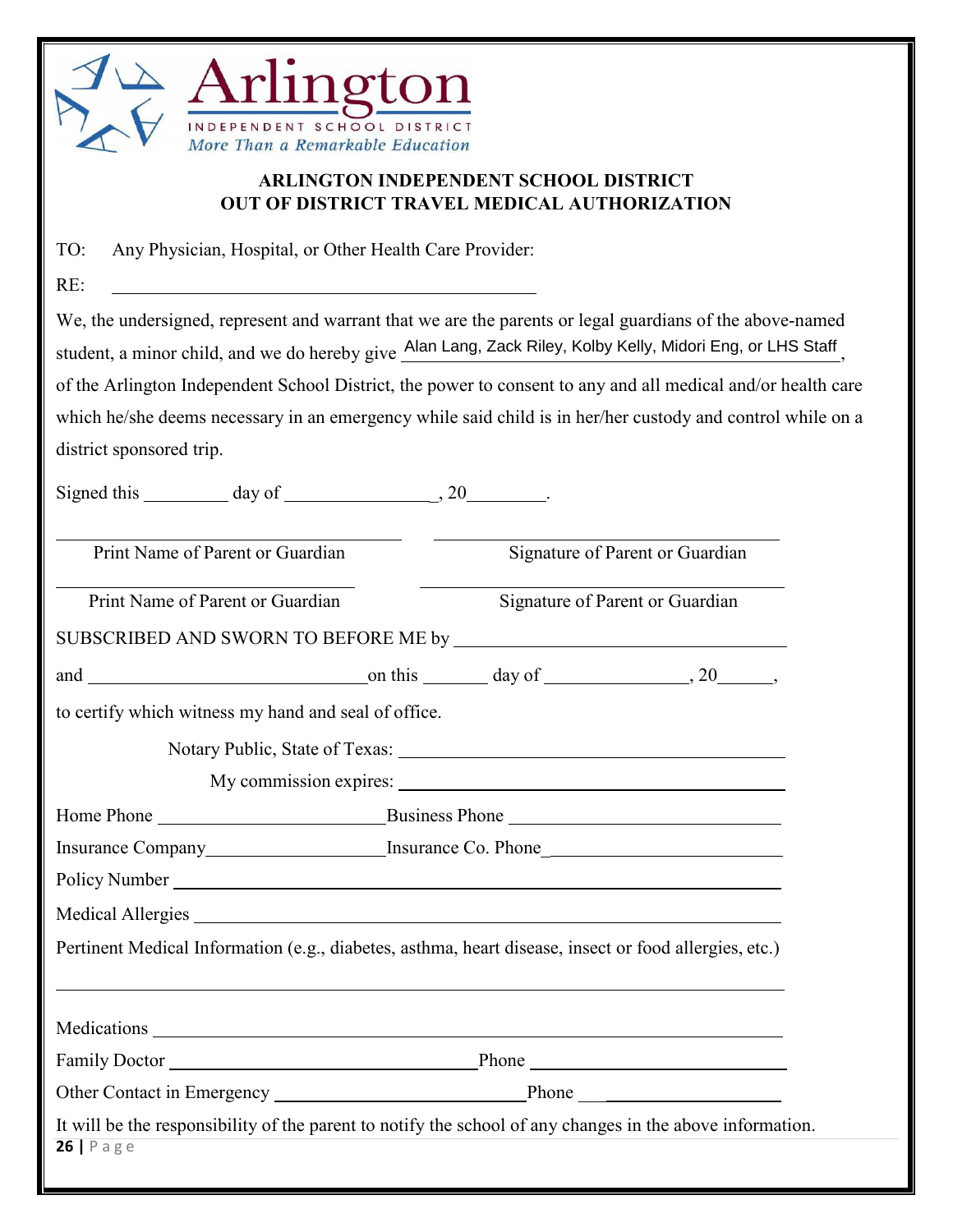Arlington

INDEPENDENT SCHOOL DISTRICT

*More Than a Remarkable Education*

## ARLINGTON INDEPENDENT SCHOOL DISTRICT
## OUT OF DISTRICT TRAVEL MEDICAL AUTHORIZATION

TO: Any Physician, Hospital, or Other Health Care Provider:

RE: ______________________________________________

We, the undersigned, represent and warrant that we are the parents or legal guardians of the above-named student, a minor child, and we do hereby give Alan Lang, Zack Riley, Kolby Kelly, Midori Eng, or LHS Staff, of the Arlington Independent School District, the power to consent to any and all medical and/or health care which he/she deems necessary in an emergency while said child is in her/her custody and control while on a district sponsored trip.

Signed this _________ day of ________________, 20________.

| ______________________________ | ______________________________ |
|---|---|
| Print Name of Parent or Guardian | Signature of Parent or Guardian |
| ______________________________ | ______________________________ |
| Print Name of Parent or Guardian | Signature of Parent or Guardian |

SUBSCRIBED AND SWORN TO BEFORE ME by ____________________________________

and ______________________________ on this _______ day of _______________, 20______,

to certify which witness my hand and seal of office.

Notary Public, State of Texas: ____________________________________________

My commission expires: ____________________________________________

Home Phone ________________________ Business Phone ____________________________

Insurance Company___________________ Insurance Co. Phone_________________________

Policy Number ______________________________________________________________

Medical Allergies ____________________________________________________________

Pertinent Medical Information (e.g., diabetes, asthma, heart disease, insect or food allergies, etc.)

___________________________________________________________________________

Medications ________________________________________________________________

Family Doctor ___________________________________ Phone ________________________

Other Contact in Emergency ___________________________ Phone ______________________

It will be the responsibility of the parent to notify the school of any changes in the above information.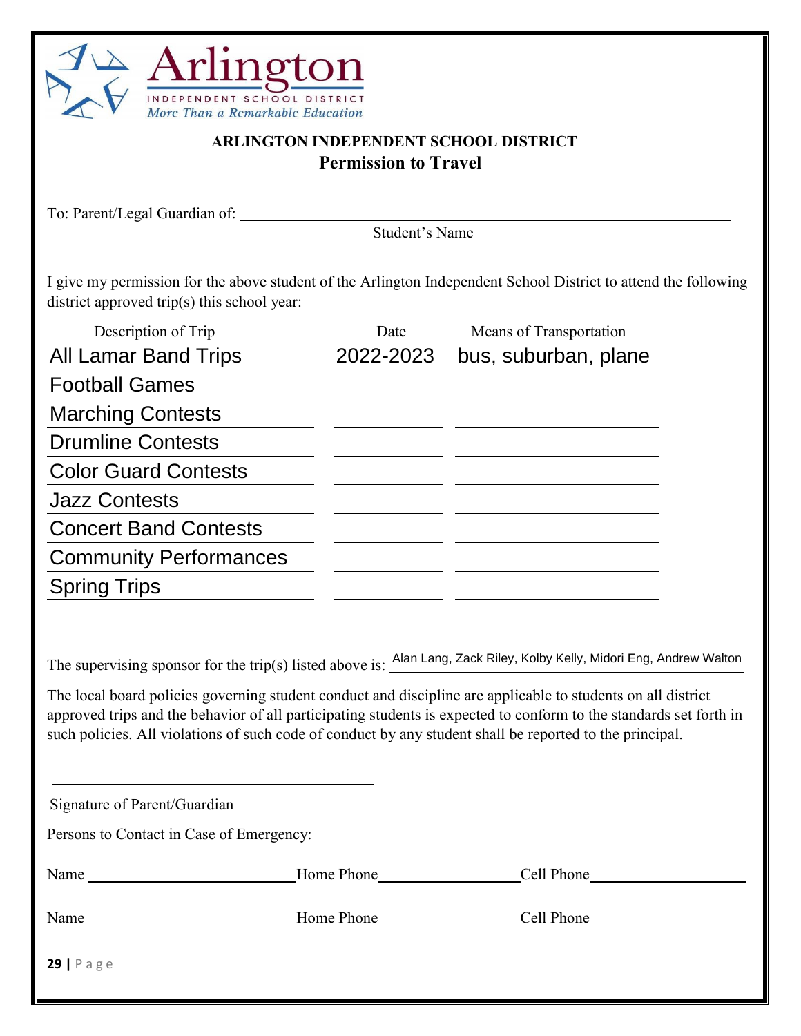Arlington
INDEPENDENT SCHOOL DISTRICT
*More Than a Remarkable Education*

**ARLINGTON INDEPENDENT SCHOOL DISTRICT**
**Permission to Travel**

To: Parent/Legal Guardian of: ______________________________
Student's Name

I give my permission for the above student of the Arlington Independent School District to attend the following district approved trip(s) this school year:

| Description of Trip | Date | Means of Transportation |
|---|---|---|
| All Lamar Band Trips | 2022-2023 | bus, suburban, plane |
| Football Games | | |
| Marching Contests | | |
| Drumline Contests | | |
| Color Guard Contests | | |
| Jazz Contests | | |
| Concert Band Contests | | |
| Community Performances | | |
| Spring Trips | | |
| | | |

The supervising sponsor for the trip(s) listed above is: Alan Lang, Zack Riley, Kolby Kelly, Midori Eng, Andrew Walton

The local board policies governing student conduct and discipline are applicable to students on all district approved trips and the behavior of all participating students is expected to conform to the standards set forth in such policies. All violations of such code of conduct by any student shall be reported to the principal.

______________________________
Signature of Parent/Guardian

Persons to Contact in Case of Emergency:

Name ____________________ Home Phone ____________________ Cell Phone ____________________

Name ____________________ Home Phone ____________________ Cell Phone ____________________